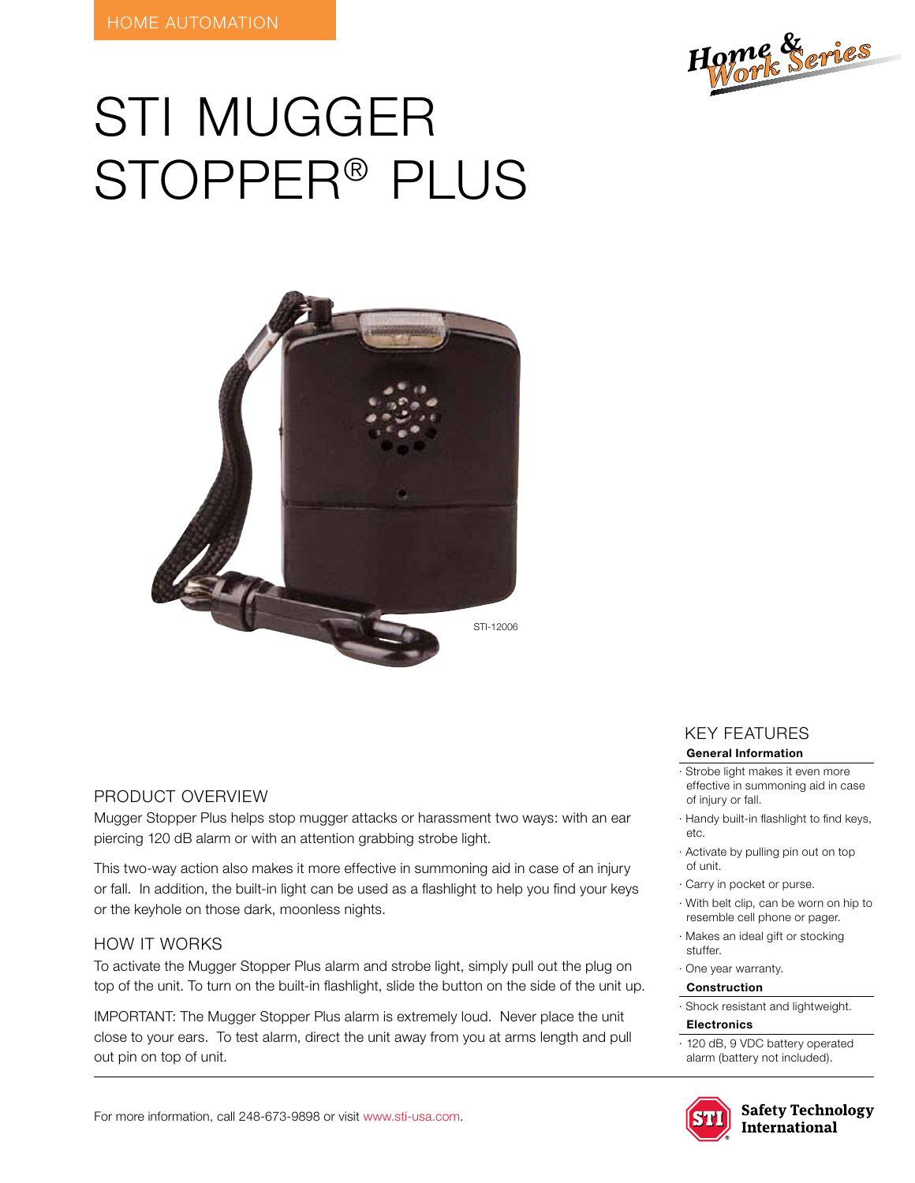HOME AUTOMATION

# STI MUGGER STOPPER® PLUS

STI-12006

## PRODUCT OVERVIEW

Mugger Stopper Plus helps stop mugger attacks or harassment two ways: with an ear piercing 120 dB alarm or with an attention grabbing strobe light.

This two-way action also makes it more effective in summoning aid in case of an injury or fall. In addition, the built-in light can be used as a flashlight to help you find your keys or the keyhole on those dark, moonless nights.

## HOW IT WORKS

To activate the Mugger Stopper Plus alarm and strobe light, simply pull out the plug on top of the unit. To turn on the built-in flashlight, slide the button on the side of the unit up.

IMPORTANT: The Mugger Stopper Plus alarm is extremely loud. Never place the unit close to your ears. To test alarm, direct the unit away from you at arms length and pull out pin on top of unit.

## KEY FEATURES

**General Information**

- Strobe light makes it even more effective in summoning aid in case of injury or fall.
- Handy built-in flashlight to find keys, etc.
- Activate by pulling pin out on top of unit.
- Carry in pocket or purse.
- With belt clip, can be worn on hip to resemble cell phone or pager.
- Makes an ideal gift or stocking stuffer.
- One year warranty.

**Construction**

- Shock resistant and lightweight.

**Electronics**

- 120 dB, 9 VDC battery operated alarm (battery not included).

For more information, call 248-673-9898 or visit www.sti-usa.com.

Safety Technology International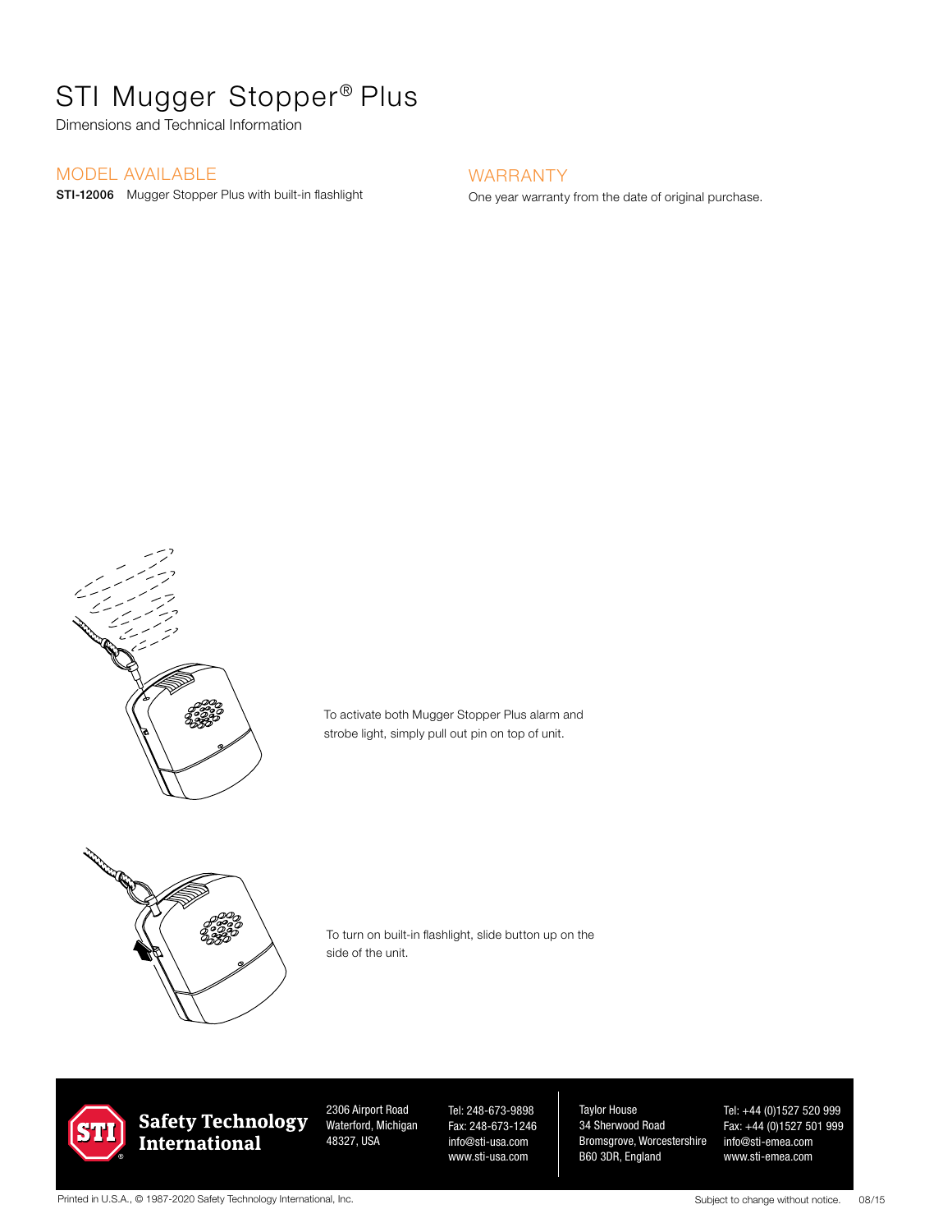# STI Mugger Stopper® Plus

Dimensions and Technical Information

## MODEL AVAILABLE

**STI-12006** Mugger Stopper Plus with built-in flashlight

## WARRANTY

One year warranty from the date of original purchase.

To activate both Mugger Stopper Plus alarm and strobe light, simply pull out pin on top of unit.

To turn on built-in flashlight, slide button up on the side of the unit.

**Safety Technology International**

2306 Airport Road
Waterford, Michigan
48327, USA

Tel: 248-673-9898
Fax: 248-673-1246
info@sti-usa.com
www.sti-usa.com

Taylor House
34 Sherwood Road
Bromsgrove, Worcestershire
B60 3DR, England

Tel: +44 (0)1527 520 999
Fax: +44 (0)1527 501 999
info@sti-emea.com
www.sti-emea.com

Printed in U.S.A., © 1987-2020 Safety Technology International, Inc.

Subject to change without notice. 08/15